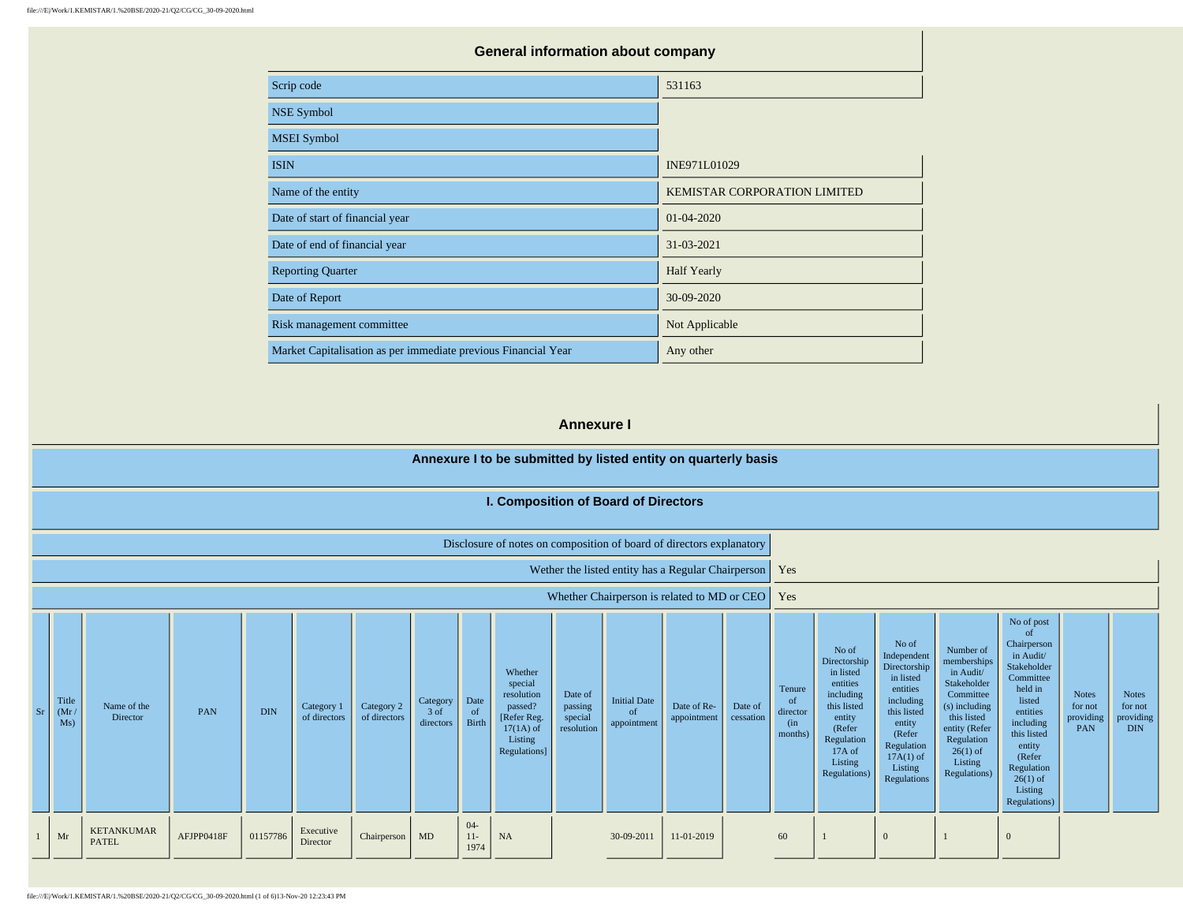## General information about company

| | |
|---|---|
| Scrip code | 531163 |
| NSE Symbol | |
| MSEI Symbol | |
| ISIN | INE971L01029 |
| Name of the entity | KEMISTAR CORPORATION LIMITED |
| Date of start of financial year | 01-04-2020 |
| Date of end of financial year | 31-03-2021 |
| Reporting Quarter | Half Yearly |
| Date of Report | 30-09-2020 |
| Risk management committee | Not Applicable |
| Market Capitalisation as per immediate previous Financial Year | Any other |

## Annexure I

### Annexure I to be submitted by listed entity on quarterly basis

### I. Composition of Board of Directors

| | |
|---|---|
| Disclosure of notes on composition of board of directors explanatory | |
| Wether the listed entity has a Regular Chairperson | Yes |
| Whether Chairperson is related to MD or CEO | Yes |

| Sr | Title (Mr / Ms) | Name of the Director | PAN | DIN | Category 1 of directors | Category 2 of directors | Category 3 of directors | Date of Birth | Whether special resolution passed? [Refer Reg. 17(1A) of Listing Regulations] | Date of passing special resolution | Initial Date of appointment | Date of Re-appointment | Date of cessation | Tenure of director (in months) | No of Directorship in listed entities including this listed entity (Refer Regulation 17A of Listing Regulations) | No of Independent Directorship in listed entities including this listed entity (Refer Regulation 17A(1) of Listing Regulations | Number of memberships in Audit/ Stakeholder Committee (s) including this listed entity (Refer Regulation 26(1) of Listing Regulations) | No of post of Chairperson in Audit/ Stakeholder Committee held in listed entities including this listed entity (Refer Regulation 26(1) of Listing Regulations) | Notes for not providing PAN | Notes for not providing DIN |
|---|---|---|---|---|---|---|---|---|---|---|---|---|---|---|---|---|---|---|---|---|
| 1 | Mr | KETANKUMAR PATEL | AFJPP0418F | 01157786 | Executive Director | Chairperson | MD | 04-11-1974 | NA | | 30-09-2011 | 11-01-2019 | | 60 | 1 | 0 | 1 | 0 | | |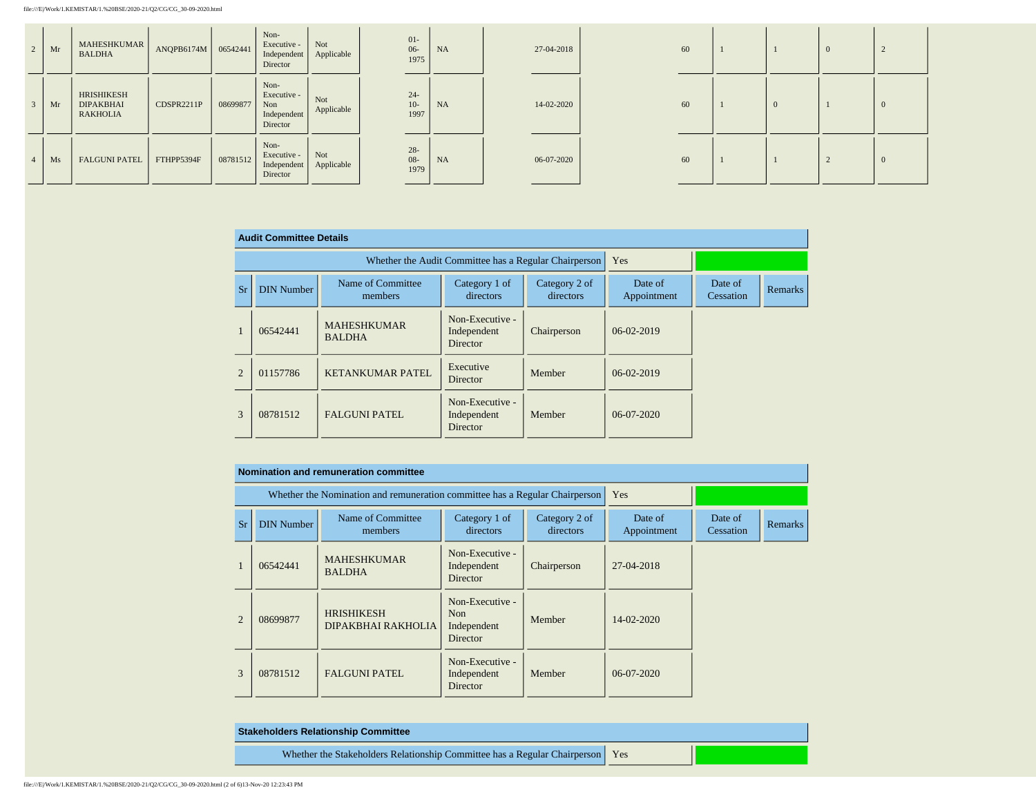| 2 | Mr | MAHESHKUMAR BALDHA | ANQPB6174M | 06542441 | Non-Executive - Independent Director | Not Applicable | | 01-06-1975 | NA | | 27-04-2018 | | | 60 | 1 | 1 | 0 | 2 |
|---|---|---|---|---|---|---|---|---|---|---|---|---|---|---|---|---|---|---|
| 3 | Mr | HRISHIKESH DIPAKBHAI RAKHOLIA | CDSPR2211P | 08699877 | Non-Executive - Non Independent Director | Not Applicable | | 24-10-1997 | NA | | 14-02-2020 | | | 60 | 1 | 0 | 1 | 0 |
| 4 | Ms | FALGUNI PATEL | FTHPP5394F | 08781512 | Non-Executive - Independent Director | Not Applicable | | 28-08-1979 | NA | | 06-07-2020 | | | 60 | 1 | 1 | 2 | 0 |

**Audit Committee Details**

Whether the Audit Committee has a Regular Chairperson: Yes

| Sr | DIN Number | Name of Committee members | Category 1 of directors | Category 2 of directors | Date of Appointment | Date of Cessation | Remarks |
|---|---|---|---|---|---|---|---|
| 1 | 06542441 | MAHESHKUMAR BALDHA | Non-Executive - Independent Director | Chairperson | 06-02-2019 | | |
| 2 | 01157786 | KETANKUMAR PATEL | Executive Director | Member | 06-02-2019 | | |
| 3 | 08781512 | FALGUNI PATEL | Non-Executive - Independent Director | Member | 06-07-2020 | | |

**Nomination and remuneration committee**

Whether the Nomination and remuneration committee has a Regular Chairperson: Yes

| Sr | DIN Number | Name of Committee members | Category 1 of directors | Category 2 of directors | Date of Appointment | Date of Cessation | Remarks |
|---|---|---|---|---|---|---|---|
| 1 | 06542441 | MAHESHKUMAR BALDHA | Non-Executive - Independent Director | Chairperson | 27-04-2018 | | |
| 2 | 08699877 | HRISHIKESH DIPAKBHAI RAKHOLIA | Non-Executive - Non Independent Director | Member | 14-02-2020 | | |
| 3 | 08781512 | FALGUNI PATEL | Non-Executive - Independent Director | Member | 06-07-2020 | | |

**Stakeholders Relationship Committee**

Whether the Stakeholders Relationship Committee has a Regular Chairperson: Yes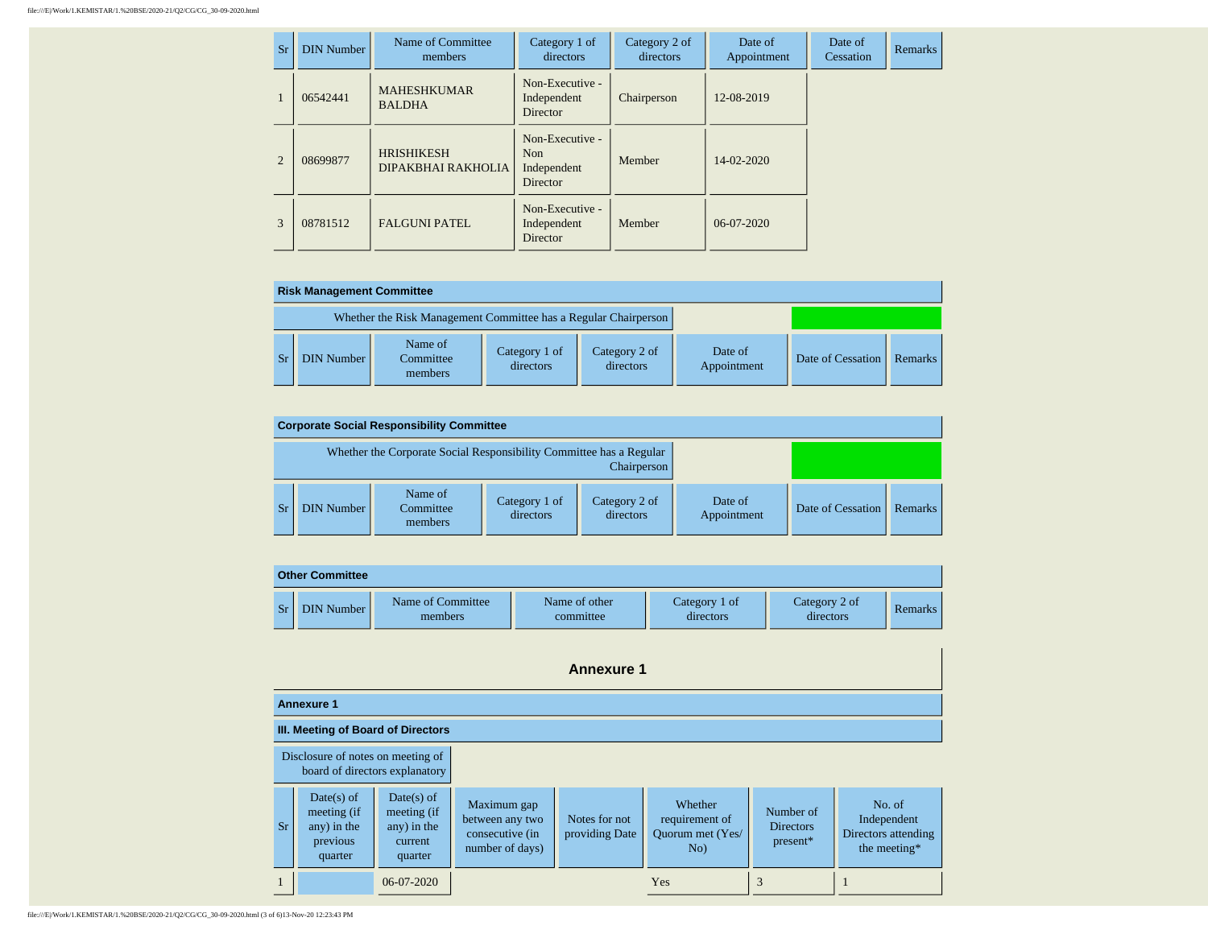| Sr | DIN Number | Name of Committee members | Category 1 of directors | Category 2 of directors | Date of Appointment | Date of Cessation | Remarks |
|---|---|---|---|---|---|---|---|
| 1 | 06542441 | MAHESHKUMAR BALDHA | Non-Executive - Independent Director | Chairperson | 12-08-2019 | | |
| 2 | 08699877 | HRISHIKESH DIPAKBHAI RAKHOLIA | Non-Executive - Non Independent Director | Member | 14-02-2020 | | |
| 3 | 08781512 | FALGUNI PATEL | Non-Executive - Independent Director | Member | 06-07-2020 | | |

**Risk Management Committee**

| Whether the Risk Management Committee has a Regular Chairperson | |
|---|---|

| Sr | DIN Number | Name of Committee members | Category 1 of directors | Category 2 of directors | Date of Appointment | Date of Cessation | Remarks |
|---|---|---|---|---|---|---|---|

**Corporate Social Responsibility Committee**

| Whether the Corporate Social Responsibility Committee has a Regular Chairperson | |
|---|---|

| Sr | DIN Number | Name of Committee members | Category 1 of directors | Category 2 of directors | Date of Appointment | Date of Cessation | Remarks |
|---|---|---|---|---|---|---|---|

**Other Committee**

| Sr | DIN Number | Name of Committee members | Name of other committee | Category 1 of directors | Category 2 of directors | Remarks |
|---|---|---|---|---|---|---|

## Annexure 1

**Annexure 1**

**III. Meeting of Board of Directors**

| Disclosure of notes on meeting of board of directors explanatory |
|---|

| Sr | Date(s) of meeting (if any) in the previous quarter | Date(s) of meeting (if any) in the current quarter | Maximum gap between any two consecutive (in number of days) | Notes for not providing Date | Whether requirement of Quorum met (Yes/ No) | Number of Directors present* | No. of Independent Directors attending the meeting* |
|---|---|---|---|---|---|---|---|
| 1 | | 06-07-2020 | | | Yes | 3 | 1 |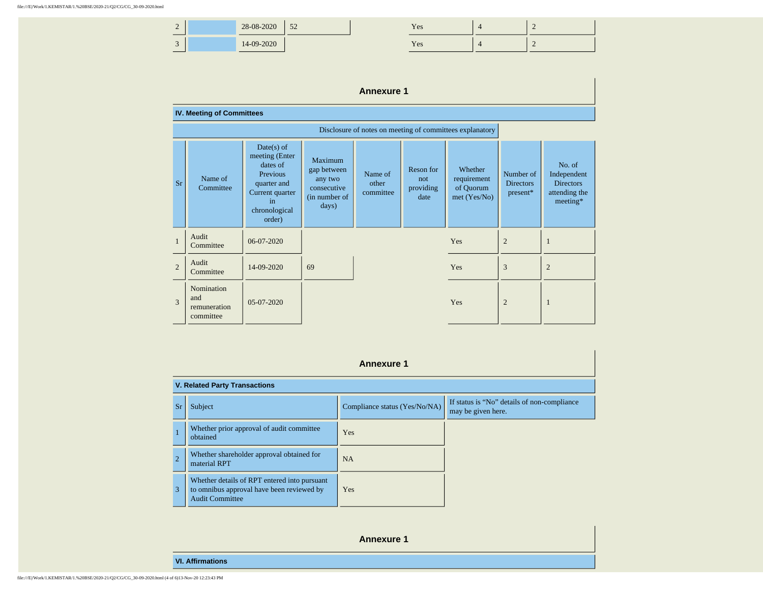| 2 | | 28-08-2020 | 52 | | | Yes | 4 | 2 |
|---|---|---|---|---|---|---|---|---|
| 3 | | 14-09-2020 | | | | Yes | 4 | 2 |

## Annexure 1

### IV. Meeting of Committees

Disclosure of notes on meeting of committees explanatory

| Sr | Name of Committee | Date(s) of meeting (Enter dates of Previous quarter and Current quarter in chronological order) | Maximum gap between any two consecutive (in number of days) | Name of other committee | Reson for not providing date | Whether requirement of Quorum met (Yes/No) | Number of Directors present* | No. of Independent Directors attending the meeting* |
|---|---|---|---|---|---|---|---|---|
| 1 | Audit Committee | 06-07-2020 | | | | Yes | 2 | 1 |
| 2 | Audit Committee | 14-09-2020 | 69 | | | Yes | 3 | 2 |
| 3 | Nomination and remuneration committee | 05-07-2020 | | | | Yes | 2 | 1 |

## Annexure 1

### V. Related Party Transactions

| Sr | Subject | Compliance status (Yes/No/NA) | If status is "No" details of non-compliance may be given here. |
|---|---|---|---|
| 1 | Whether prior approval of audit committee obtained | Yes | |
| 2 | Whether shareholder approval obtained for material RPT | NA | |
| 3 | Whether details of RPT entered into pursuant to omnibus approval have been reviewed by Audit Committee | Yes | |

## Annexure 1

### VI. Affirmations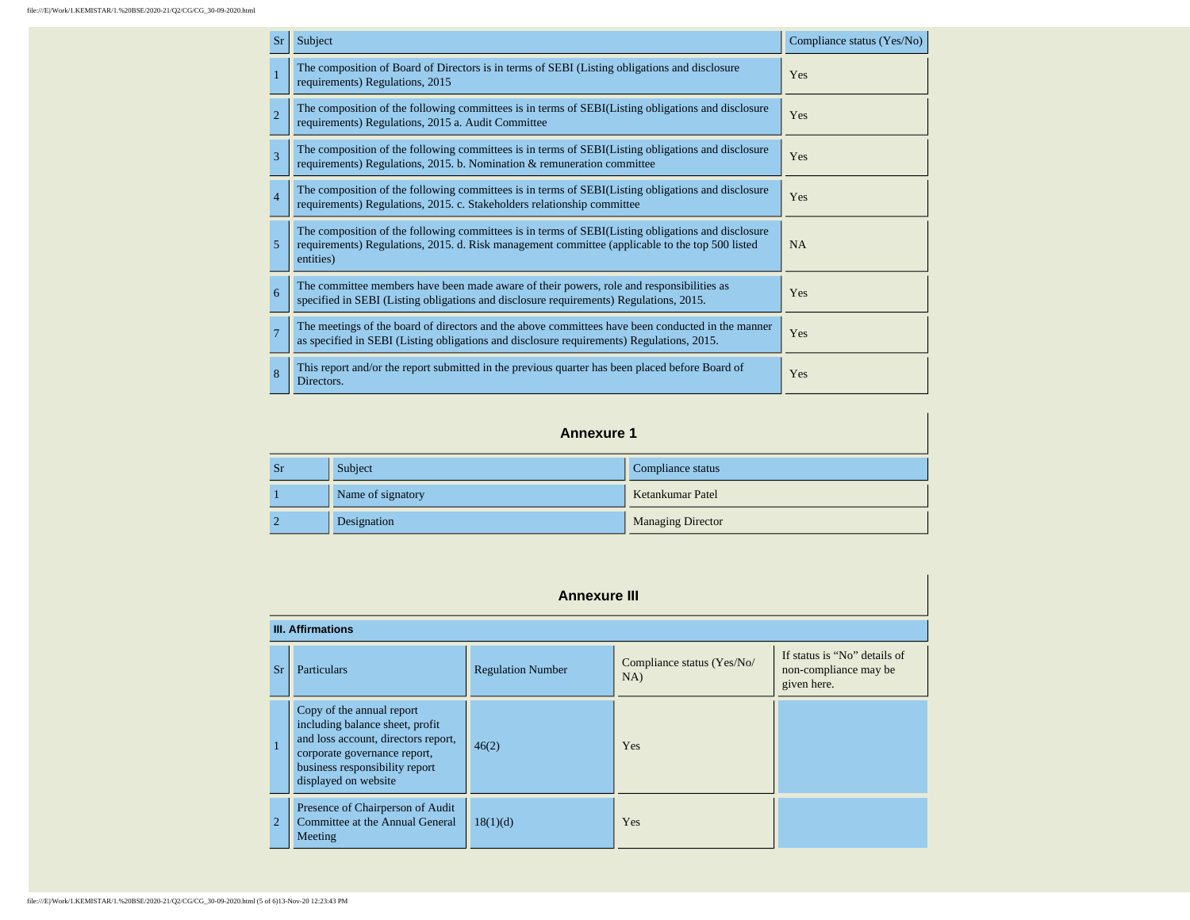| Sr | Subject | Compliance status (Yes/No) |
|---|---|---|
| 1 | The composition of Board of Directors is in terms of SEBI (Listing obligations and disclosure requirements) Regulations, 2015 | Yes |
| 2 | The composition of the following committees is in terms of SEBI(Listing obligations and disclosure requirements) Regulations, 2015 a. Audit Committee | Yes |
| 3 | The composition of the following committees is in terms of SEBI(Listing obligations and disclosure requirements) Regulations, 2015. b. Nomination & remuneration committee | Yes |
| 4 | The composition of the following committees is in terms of SEBI(Listing obligations and disclosure requirements) Regulations, 2015. c. Stakeholders relationship committee | Yes |
| 5 | The composition of the following committees is in terms of SEBI(Listing obligations and disclosure requirements) Regulations, 2015. d. Risk management committee (applicable to the top 500 listed entities) | NA |
| 6 | The committee members have been made aware of their powers, role and responsibilities as specified in SEBI (Listing obligations and disclosure requirements) Regulations, 2015. | Yes |
| 7 | The meetings of the board of directors and the above committees have been conducted in the manner as specified in SEBI (Listing obligations and disclosure requirements) Regulations, 2015. | Yes |
| 8 | This report and/or the report submitted in the previous quarter has been placed before Board of Directors. | Yes |

## Annexure 1

| Sr | Subject | Compliance status |
|---|---|---|
| 1 | Name of signatory | Ketankumar Patel |
| 2 | Designation | Managing Director |

## Annexure III

**III. Affirmations**

| Sr | Particulars | Regulation Number | Compliance status (Yes/No/ NA) | If status is "No" details of non-compliance may be given here. |
|---|---|---|---|---|
| 1 | Copy of the annual report including balance sheet, profit and loss account, directors report, corporate governance report, business responsibility report displayed on website | 46(2) | Yes | |
| 2 | Presence of Chairperson of Audit Committee at the Annual General Meeting | 18(1)(d) | Yes | |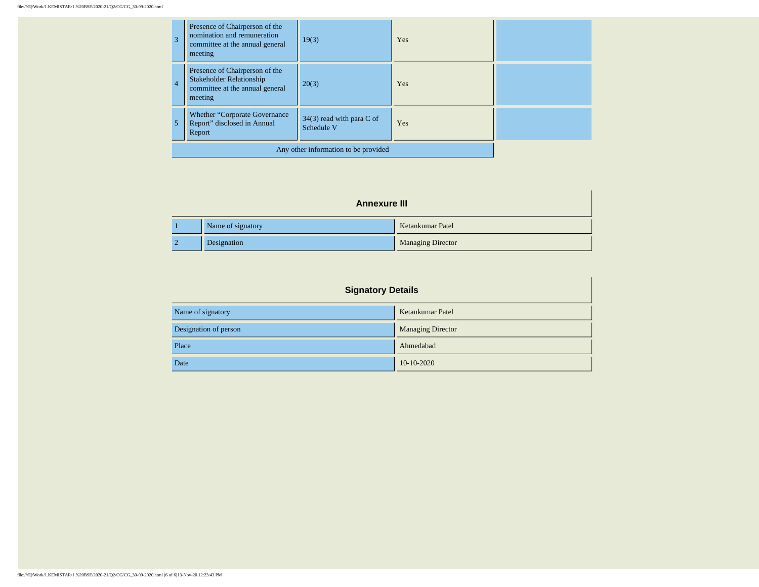| | | | | |
|---|---|---|---|---|
| 3 | Presence of Chairperson of the nomination and remuneration committee at the annual general meeting | 19(3) | Yes | |
| 4 | Presence of Chairperson of the Stakeholder Relationship committee at the annual general meeting | 20(3) | Yes | |
| 5 | Whether "Corporate Governance Report" disclosed in Annual Report | 34(3) read with para C of Schedule V | Yes | |

Any other information to be provided

## Annexure III

| | | |
|---|---|---|
| 1 | Name of signatory | Ketankumar Patel |
| 2 | Designation | Managing Director |

## Signatory Details

| | |
|---|---|
| Name of signatory | Ketankumar Patel |
| Designation of person | Managing Director |
| Place | Ahmedabad |
| Date | 10-10-2020 |